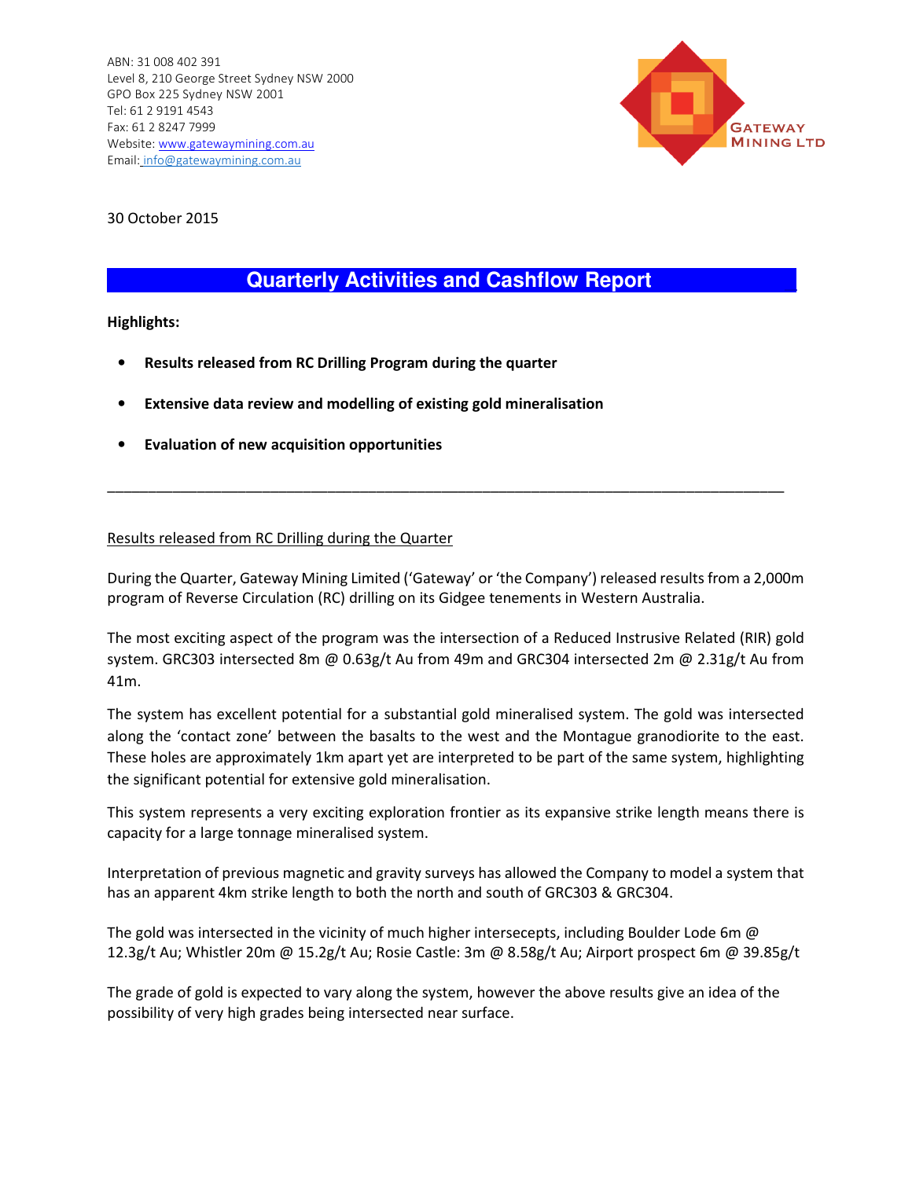ABN: 31 008 402 391
Level 8, 210 George Street Sydney NSW 2000
GPO Box 225 Sydney NSW 2001
Tel: 61 2 9191 4543
Fax: 61 2 8247 7999
Website: www.gatewaymining.com.au
Email: info@gatewaymining.com.au

GATEWAY MINING LTD

30 October 2015

# Quarterly Activities and Cashflow Report

**Highlights:**

- **Results released from RC Drilling Program during the quarter**
- **Extensive data review and modelling of existing gold mineralisation**
- **Evaluation of new acquisition opportunities**

---

## Results released from RC Drilling during the Quarter

During the Quarter, Gateway Mining Limited ('Gateway' or 'the Company') released results from a 2,000m program of Reverse Circulation (RC) drilling on its Gidgee tenements in Western Australia.

The most exciting aspect of the program was the intersection of a Reduced Instrusive Related (RIR) gold system. GRC303 intersected 8m @ 0.63g/t Au from 49m and GRC304 intersected 2m @ 2.31g/t Au from 41m.

The system has excellent potential for a substantial gold mineralised system. The gold was intersected along the 'contact zone' between the basalts to the west and the Montague granodiorite to the east. These holes are approximately 1km apart yet are interpreted to be part of the same system, highlighting the significant potential for extensive gold mineralisation.

This system represents a very exciting exploration frontier as its expansive strike length means there is capacity for a large tonnage mineralised system.

Interpretation of previous magnetic and gravity surveys has allowed the Company to model a system that has an apparent 4km strike length to both the north and south of GRC303 & GRC304.

The gold was intersected in the vicinity of much higher intersecepts, including Boulder Lode 6m @ 12.3g/t Au; Whistler 20m @ 15.2g/t Au; Rosie Castle: 3m @ 8.58g/t Au; Airport prospect 6m @ 39.85g/t

The grade of gold is expected to vary along the system, however the above results give an idea of the possibility of very high grades being intersected near surface.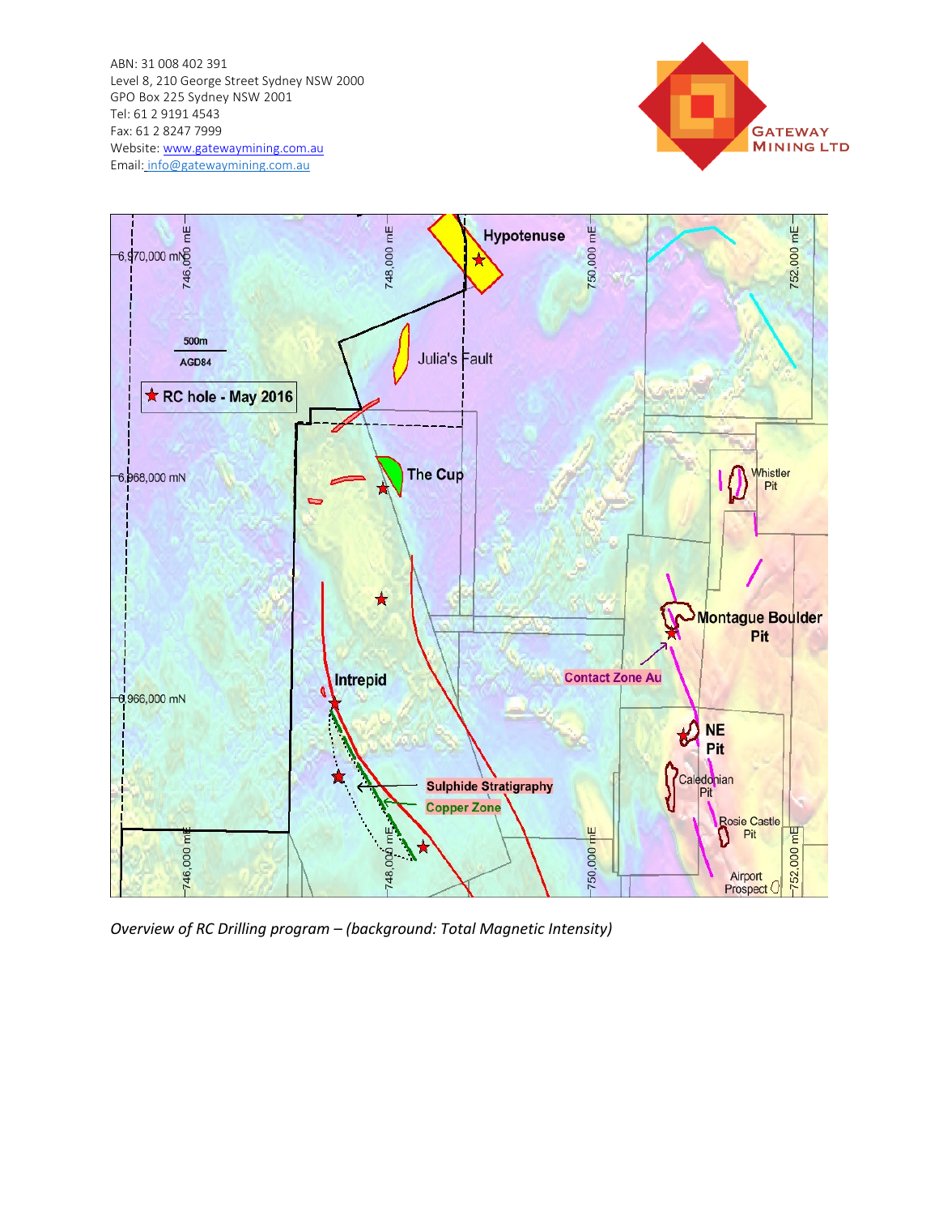ABN: 31 008 402 391
Level 8, 210 George Street Sydney NSW 2000
GPO Box 225 Sydney NSW 2001
Tel: 61 2 9191 4543
Fax: 61 2 8247 7999
Website: www.gatewaymining.com.au
Email: info@gatewaymining.com.au

*Overview of RC Drilling program – (background: Total Magnetic Intensity)*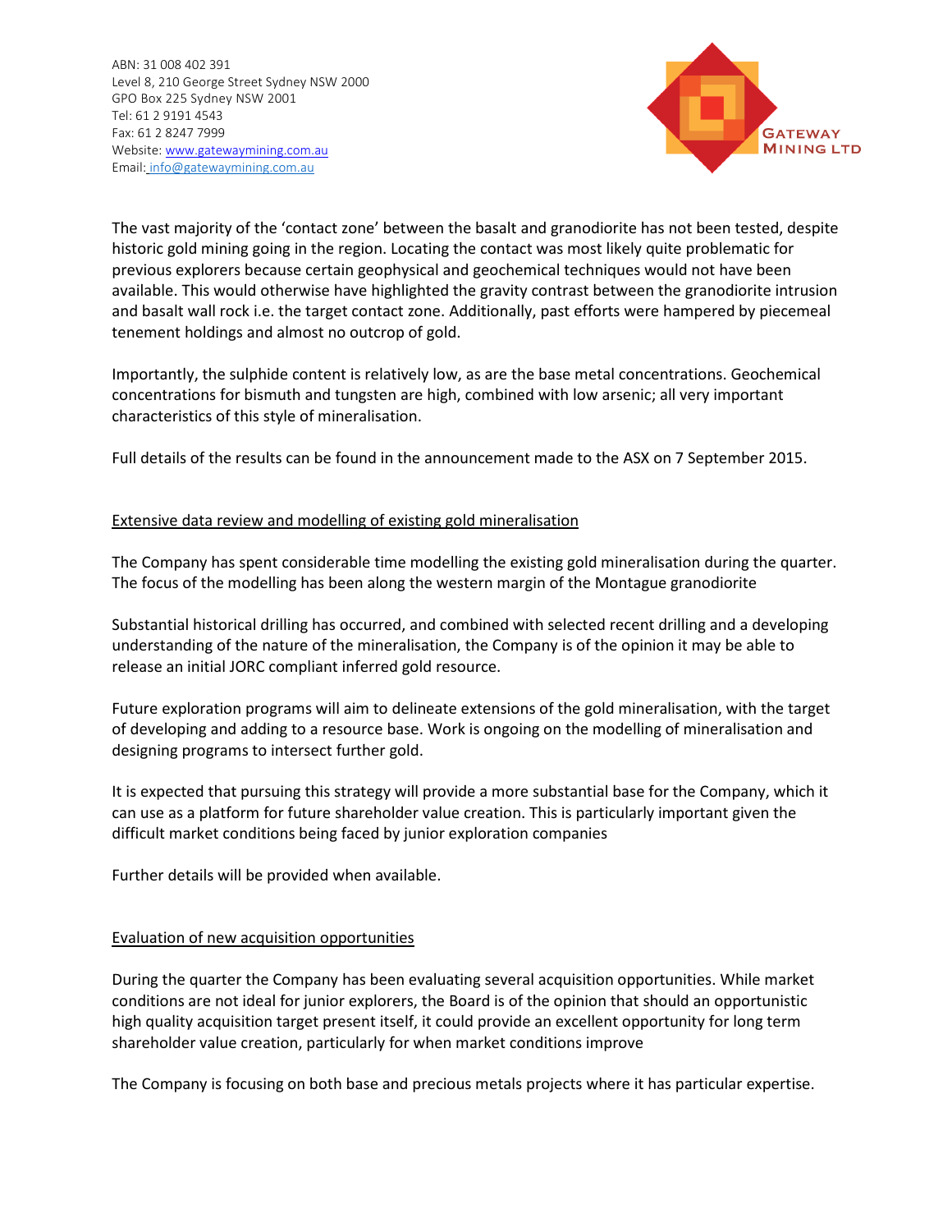The vast majority of the 'contact zone' between the basalt and granodiorite has not been tested, despite historic gold mining going in the region. Locating the contact was most likely quite problematic for previous explorers because certain geophysical and geochemical techniques would not have been available. This would otherwise have highlighted the gravity contrast between the granodiorite intrusion and basalt wall rock i.e. the target contact zone. Additionally, past efforts were hampered by piecemeal tenement holdings and almost no outcrop of gold.

Importantly, the sulphide content is relatively low, as are the base metal concentrations. Geochemical concentrations for bismuth and tungsten are high, combined with low arsenic; all very important characteristics of this style of mineralisation.

Full details of the results can be found in the announcement made to the ASX on 7 September 2015.

## Extensive data review and modelling of existing gold mineralisation

The Company has spent considerable time modelling the existing gold mineralisation during the quarter. The focus of the modelling has been along the western margin of the Montague granodiorite

Substantial historical drilling has occurred, and combined with selected recent drilling and a developing understanding of the nature of the mineralisation, the Company is of the opinion it may be able to release an initial JORC compliant inferred gold resource.

Future exploration programs will aim to delineate extensions of the gold mineralisation, with the target of developing and adding to a resource base. Work is ongoing on the modelling of mineralisation and designing programs to intersect further gold.

It is expected that pursuing this strategy will provide a more substantial base for the Company, which it can use as a platform for future shareholder value creation. This is particularly important given the difficult market conditions being faced by junior exploration companies

Further details will be provided when available.

## Evaluation of new acquisition opportunities

During the quarter the Company has been evaluating several acquisition opportunities. While market conditions are not ideal for junior explorers, the Board is of the opinion that should an opportunistic high quality acquisition target present itself, it could provide an excellent opportunity for long term shareholder value creation, particularly for when market conditions improve

The Company is focusing on both base and precious metals projects where it has particular expertise.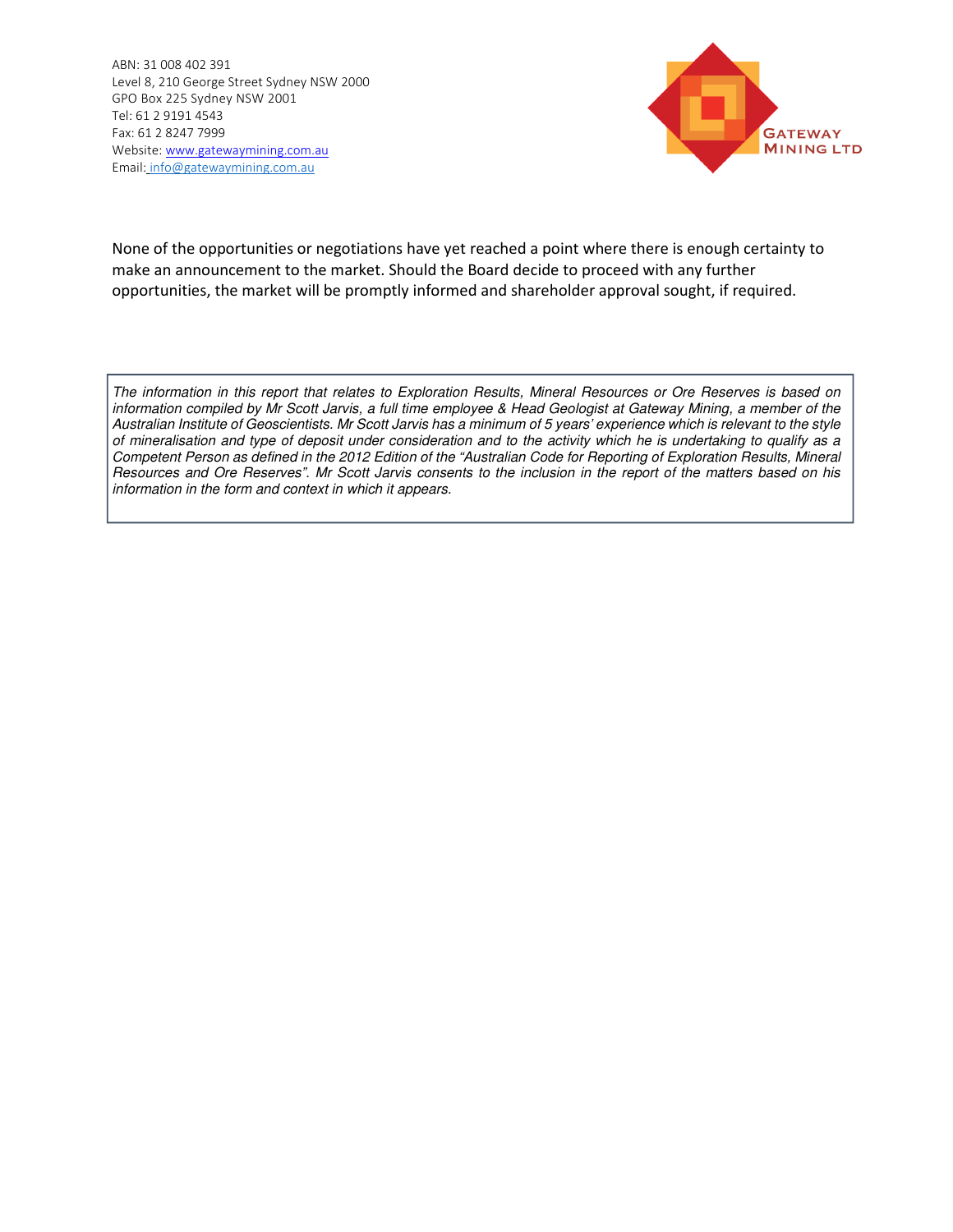ABN: 31 008 402 391
Level 8, 210 George Street Sydney NSW 2000
GPO Box 225 Sydney NSW 2001
Tel: 61 2 9191 4543
Fax: 61 2 8247 7999
Website: www.gatewaymining.com.au
Email: info@gatewaymining.com.au

None of the opportunities or negotiations have yet reached a point where there is enough certainty to make an announcement to the market. Should the Board decide to proceed with any further opportunities, the market will be promptly informed and shareholder approval sought, if required.

*The information in this report that relates to Exploration Results, Mineral Resources or Ore Reserves is based on information compiled by Mr Scott Jarvis, a full time employee & Head Geologist at Gateway Mining, a member of the Australian Institute of Geoscientists. Mr Scott Jarvis has a minimum of 5 years' experience which is relevant to the style of mineralisation and type of deposit under consideration and to the activity which he is undertaking to qualify as a Competent Person as defined in the 2012 Edition of the "Australian Code for Reporting of Exploration Results, Mineral Resources and Ore Reserves". Mr Scott Jarvis consents to the inclusion in the report of the matters based on his information in the form and context in which it appears.*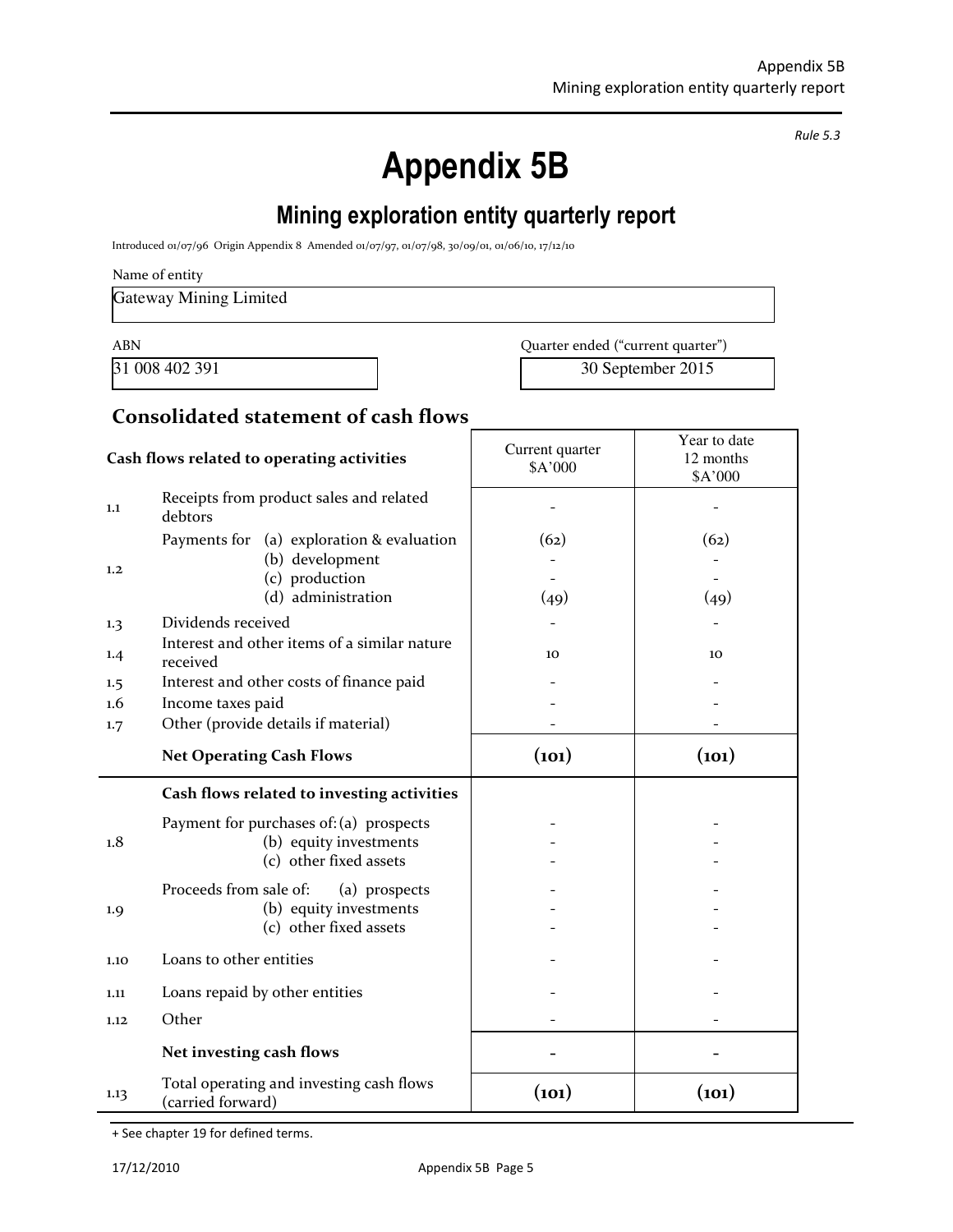*Rule 5.3*

# Appendix 5B

## Mining exploration entity quarterly report

Introduced 01/07/96 Origin Appendix 8 Amended 01/07/97, 01/07/98, 30/09/01, 01/06/10, 17/12/10

Name of entity

Gateway Mining Limited

| ABN | Quarter ended ("current quarter") |
|---|---|
| 31 008 402 391 | 30 September 2015 |

## Consolidated statement of cash flows

| | Cash flows related to operating activities | Current quarter $A'000 | Year to date 12 months $A'000 |
|---|---|---|---|
| 1.1 | Receipts from product sales and related debtors | - | - |
| 1.2 | Payments for (a) exploration & evaluation | (62) | (62) |
| | (b) development | - | - |
| | (c) production | - | - |
| | (d) administration | (49) | (49) |
| 1.3 | Dividends received | - | - |
| 1.4 | Interest and other items of a similar nature received | 10 | 10 |
| 1.5 | Interest and other costs of finance paid | - | - |
| 1.6 | Income taxes paid | - | - |
| 1.7 | Other (provide details if material) | - | - |
| | **Net Operating Cash Flows** | **(101)** | **(101)** |
| | **Cash flows related to investing activities** | | |
| 1.8 | Payment for purchases of: (a) prospects | - | - |
| | (b) equity investments | - | - |
| | (c) other fixed assets | - | - |
| 1.9 | Proceeds from sale of: (a) prospects | - | - |
| | (b) equity investments | - | - |
| | (c) other fixed assets | - | - |
| 1.10 | Loans to other entities | - | - |
| 1.11 | Loans repaid by other entities | - | - |
| 1.12 | Other | - | - |
| | **Net investing cash flows** | **-** | **-** |
| 1.13 | Total operating and investing cash flows (carried forward) | **(101)** | **(101)** |

+ See chapter 19 for defined terms.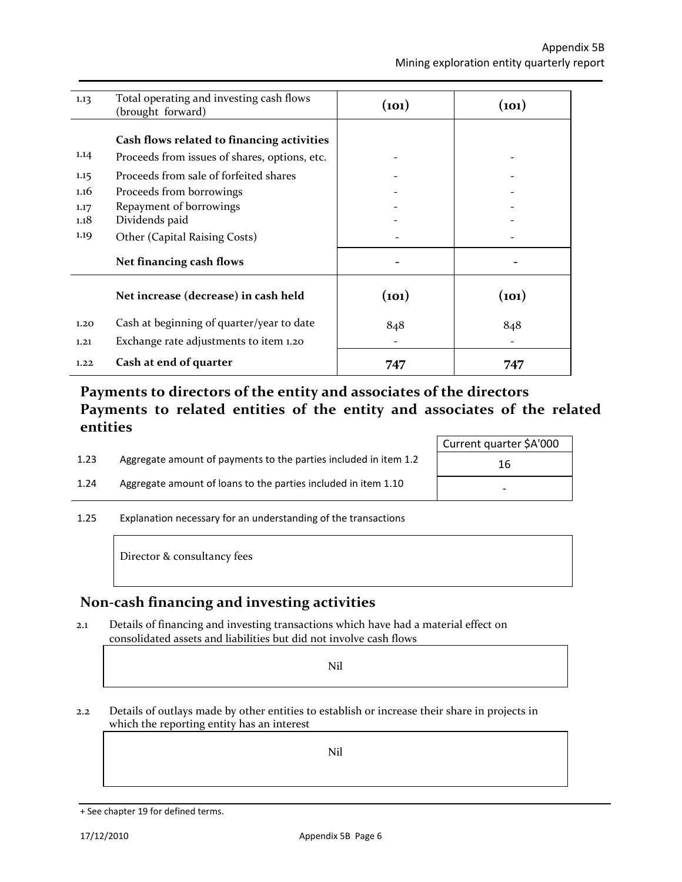| | | | |
|---|---|---|---|
| 1.13 | Total operating and investing cash flows (brought forward) | **(101)** | **(101)** |
| | **Cash flows related to financing activities** | | |
| 1.14 | Proceeds from issues of shares, options, etc. | - | - |
| 1.15 | Proceeds from sale of forfeited shares | - | - |
| 1.16 | Proceeds from borrowings | - | - |
| 1.17 | Repayment of borrowings | - | - |
| 1.18 | Dividends paid | - | - |
| 1.19 | Other (Capital Raising Costs) | - | - |
| | **Net financing cash flows** | **-** | **-** |
| | **Net increase (decrease) in cash held** | **(101)** | **(101)** |
| 1.20 | Cash at beginning of quarter/year to date | 848 | 848 |
| 1.21 | Exchange rate adjustments to item 1.20 | - | - |
| 1.22 | **Cash at end of quarter** | **747** | **747** |

## Payments to directors of the entity and associates of the directors
## Payments to related entities of the entity and associates of the related entities

| | | Current quarter $A'000 |
|---|---|---|
| 1.23 | Aggregate amount of payments to the parties included in item 1.2 | 16 |
| 1.24 | Aggregate amount of loans to the parties included in item 1.10 | - |

1.25 Explanation necessary for an understanding of the transactions

Director & consultancy fees

## Non-cash financing and investing activities

2.1 Details of financing and investing transactions which have had a material effect on consolidated assets and liabilities but did not involve cash flows

Nil

2.2 Details of outlays made by other entities to establish or increase their share in projects in which the reporting entity has an interest

Nil

+ See chapter 19 for defined terms.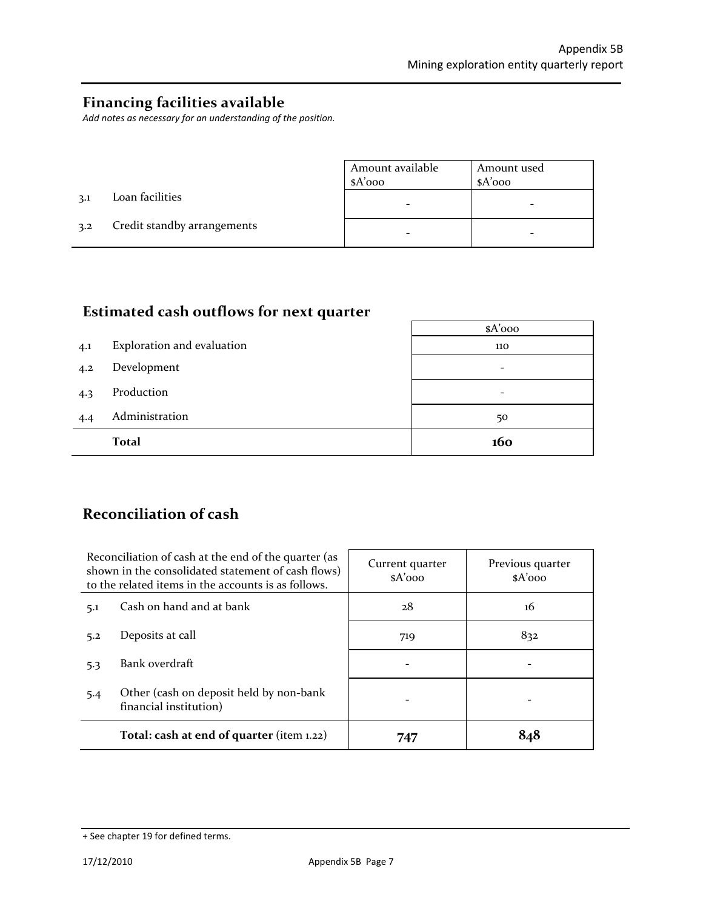## Financing facilities available

*Add notes as necessary for an understanding of the position.*

| | | Amount available $A'000 | Amount used $A'000 |
|---|---|---|---|
| 3.1 | Loan facilities | - | - |
| 3.2 | Credit standby arrangements | - | - |

## Estimated cash outflows for next quarter

| | | $A'000 |
|---|---|---|
| 4.1 | Exploration and evaluation | 110 |
| 4.2 | Development | - |
| 4.3 | Production | - |
| 4.4 | Administration | 50 |
| | **Total** | **160** |

## Reconciliation of cash

| Reconciliation of cash at the end of the quarter (as shown in the consolidated statement of cash flows) to the related items in the accounts is as follows. | | Current quarter $A'000 | Previous quarter $A'000 |
|---|---|---|---|
| 5.1 | Cash on hand and at bank | 28 | 16 |
| 5.2 | Deposits at call | 719 | 832 |
| 5.3 | Bank overdraft | - | - |
| 5.4 | Other (cash on deposit held by non-bank financial institution) | - | - |
| | **Total: cash at end of quarter** (item 1.22) | **747** | **848** |

+ See chapter 19 for defined terms.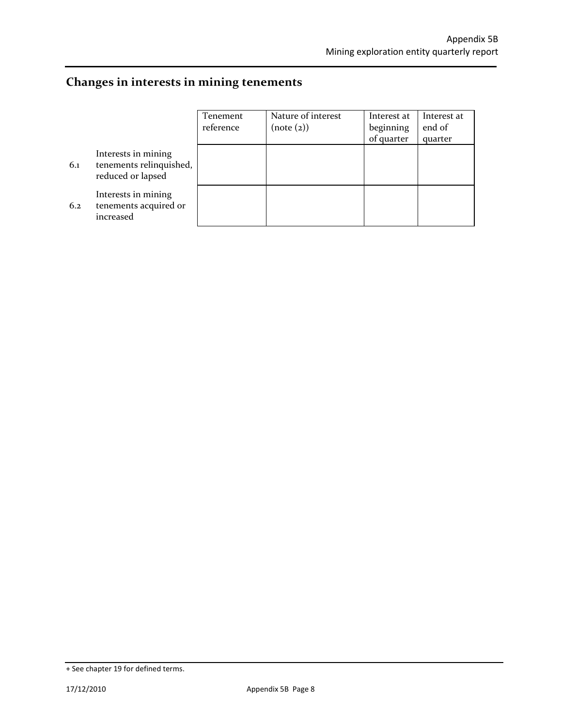## Changes in interests in mining tenements

| | | Tenement reference | Nature of interest (note (2)) | Interest at beginning of quarter | Interest at end of quarter |
|---|---|---|---|---|---|
| 6.1 | Interests in mining tenements relinquished, reduced or lapsed | | | | |
| 6.2 | Interests in mining tenements acquired or increased | | | | |

+ See chapter 19 for defined terms.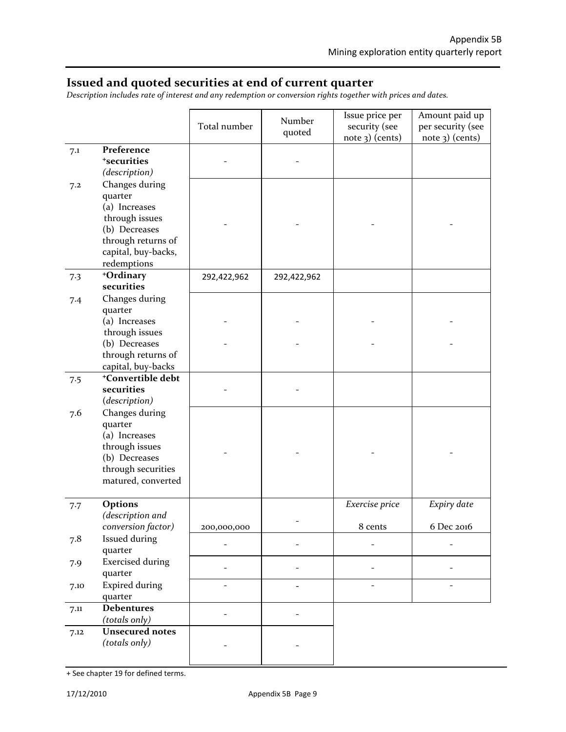## Issued and quoted securities at end of current quarter

*Description includes rate of interest and any redemption or conversion rights together with prices and dates.*

| | | Total number | Number quoted | Issue price per security (see note 3) (cents) | Amount paid up per security (see note 3) (cents) |
|---|---|---|---|---|---|
| 7.1 | **Preference +securities** *(description)* | - | - | | |
| 7.2 | Changes during quarter (a) Increases through issues (b) Decreases through returns of capital, buy-backs, redemptions | - | - | - | - |
| 7.3 | **+Ordinary securities** | 292,422,962 | 292,422,962 | | |
| 7.4 | Changes during quarter (a) Increases through issues (b) Decreases through returns of capital, buy-backs | -<br>- | -<br>- | -<br>- | -<br>- |
| 7.5 | **+Convertible debt securities** *(description)* | - | - | | |
| 7.6 | Changes during quarter (a) Increases through issues (b) Decreases through securities matured, converted | - | - | - | - |
| 7.7 | **Options** *(description and conversion factor)* | 200,000,000 | - | *Exercise price*<br>8 cents | *Expiry date*<br>6 Dec 2016 |
| 7.8 | Issued during quarter | - | - | - | - |
| 7.9 | Exercised during quarter | - | - | - | - |
| 7.10 | Expired during quarter | - | - | - | - |
| 7.11 | **Debentures** *(totals only)* | - | - | | |
| 7.12 | **Unsecured notes** *(totals only)* | - | - | | |

+ See chapter 19 for defined terms.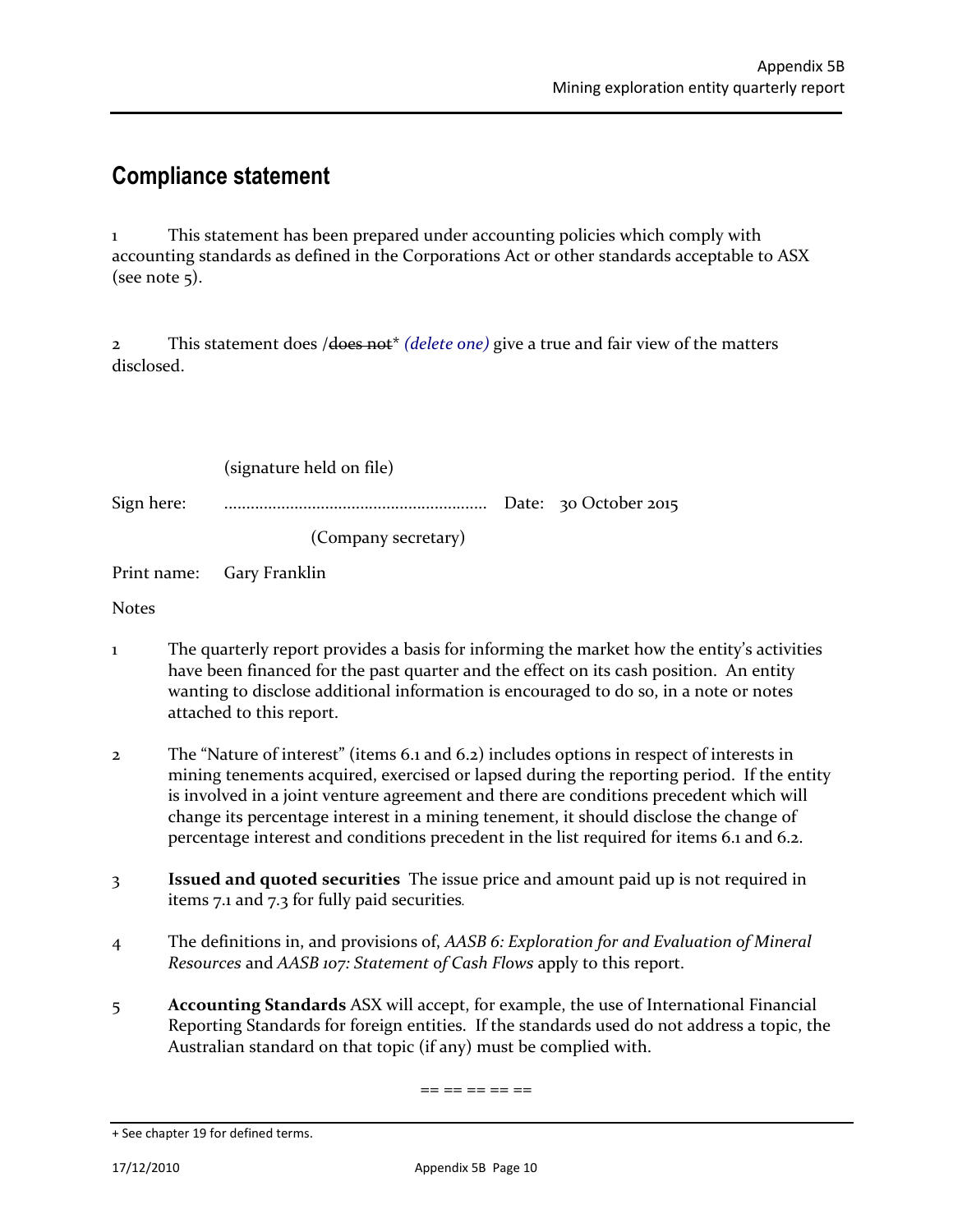## Compliance statement

1 This statement has been prepared under accounting policies which comply with accounting standards as defined in the Corporations Act or other standards acceptable to ASX (see note 5).

2 This statement does /~~does not~~* *(delete one)* give a true and fair view of the matters disclosed.

(signature held on file)

Sign here: ............................................................ Date: 30 October 2015

(Company secretary)

Print name: Gary Franklin

Notes

1 The quarterly report provides a basis for informing the market how the entity's activities have been financed for the past quarter and the effect on its cash position. An entity wanting to disclose additional information is encouraged to do so, in a note or notes attached to this report.

2 The "Nature of interest" (items 6.1 and 6.2) includes options in respect of interests in mining tenements acquired, exercised or lapsed during the reporting period. If the entity is involved in a joint venture agreement and there are conditions precedent which will change its percentage interest in a mining tenement, it should disclose the change of percentage interest and conditions precedent in the list required for items 6.1 and 6.2.

3 **Issued and quoted securities** The issue price and amount paid up is not required in items 7.1 and 7.3 for fully paid securities.

4 The definitions in, and provisions of, *AASB 6: Exploration for and Evaluation of Mineral Resources* and *AASB 107: Statement of Cash Flows* apply to this report.

5 **Accounting Standards** ASX will accept, for example, the use of International Financial Reporting Standards for foreign entities. If the standards used do not address a topic, the Australian standard on that topic (if any) must be complied with.

== == == == ==